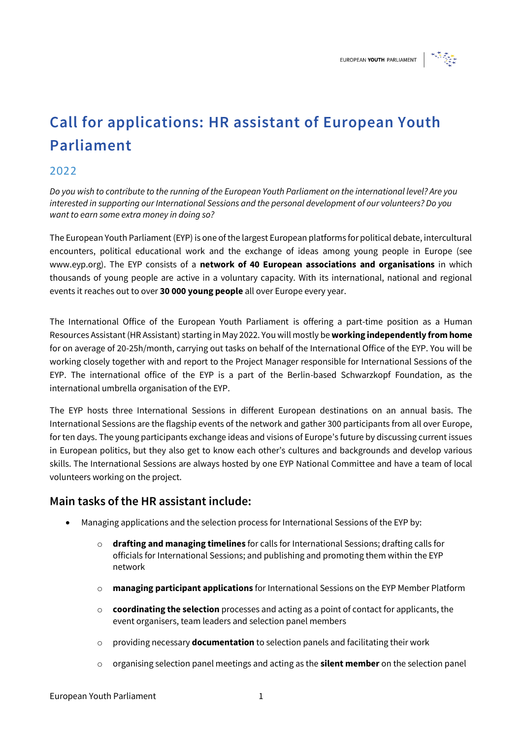# Call for applications: HR assistant of European Youth Parliament

## 2022

*Do you wish to contribute to the running of the European Youth Parliament on the international level? Are you interested in supporting our International Sessions and the personal development of our volunteers? Do you want to earn some extra money in doing so?*

The European Youth Parliament (EYP) is one of the largest European platforms for political debate, intercultural encounters, political educational work and the exchange of ideas among young people in Europe (see www.eyp.org). The EYP consists of a **network of 40 European associations and organisations** in which thousands of young people are active in a voluntary capacity. With its international, national and regional events it reaches out to over **30 000 young people** all over Europe every year.

The International Office of the European Youth Parliament is offering a part-time position as a Human Resources Assistant (HR Assistant) starting in May 2022. You will mostly be **working independently from home** for on average of 20-25h/month, carrying out tasks on behalf of the International Office of the EYP. You will be working closely together with and report to the Project Manager responsible for International Sessions of the EYP. The international office of the EYP is a part of the Berlin-based Schwarzkopf Foundation, as the international umbrella organisation of the EYP.

The EYP hosts three International Sessions in different European destinations on an annual basis. The International Sessions are the flagship events of the network and gather 300 participants from all over Europe, for ten days. The young participants exchange ideas and visions of Europe's future by discussing current issues in European politics, but they also get to know each other's cultures and backgrounds and develop various skills. The International Sessions are always hosted by one EYP National Committee and have a team of local volunteers working on the project.

## Main tasks of the HR assistant include:

- Managing applications and the selection process for International Sessions of the EYP by:
  - **drafting and managing timelines** for calls for International Sessions; drafting calls for officials for International Sessions; and publishing and promoting them within the EYP network
  - **managing participant applications** for International Sessions on the EYP Member Platform
  - **coordinating the selection** processes and acting as a point of contact for applicants, the event organisers, team leaders and selection panel members
  - providing necessary **documentation** to selection panels and facilitating their work
  - organising selection panel meetings and acting as the **silent member** on the selection panel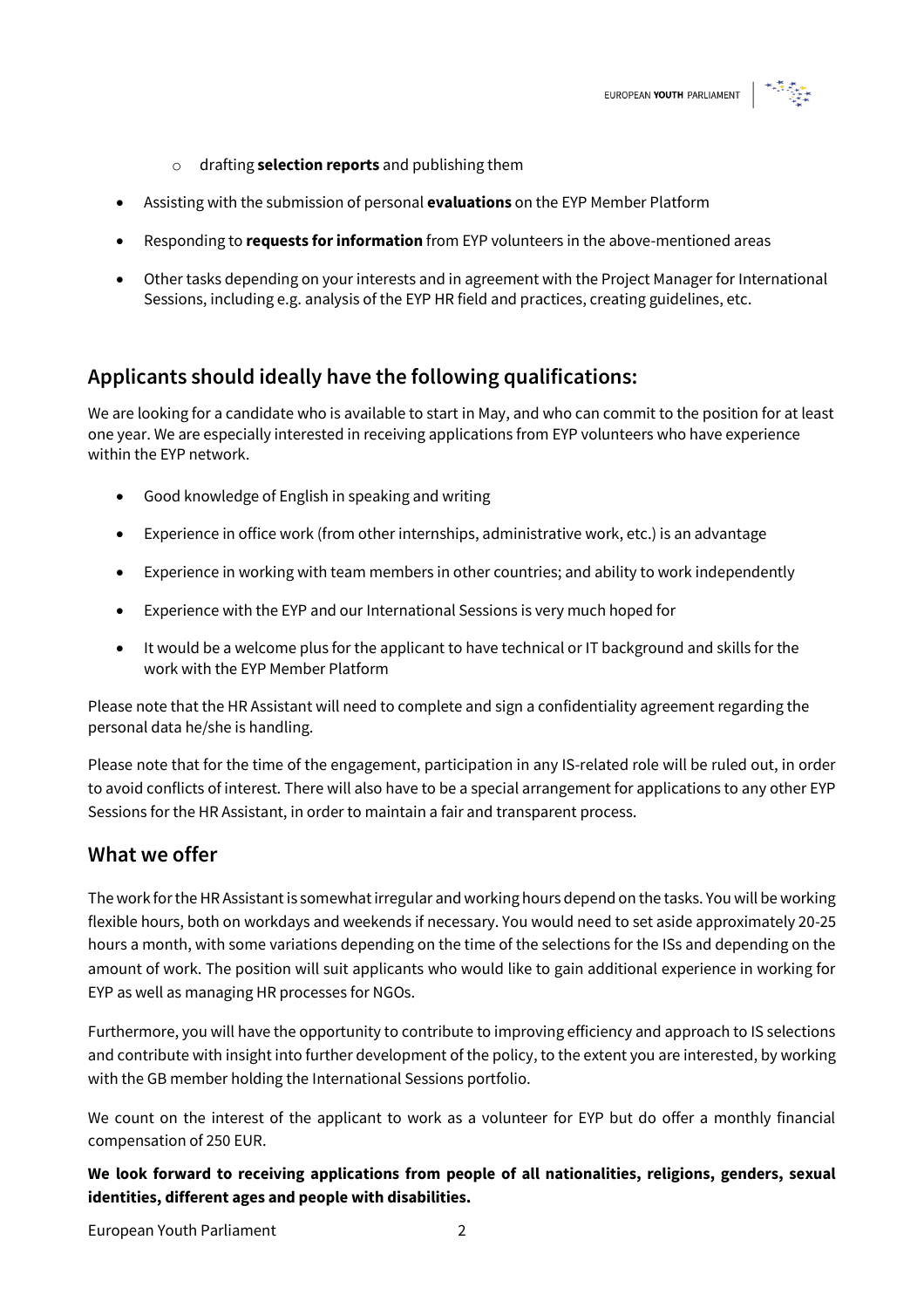- drafting **selection reports** and publishing them

- Assisting with the submission of personal **evaluations** on the EYP Member Platform
- Responding to **requests for information** from EYP volunteers in the above-mentioned areas
- Other tasks depending on your interests and in agreement with the Project Manager for International Sessions, including e.g. analysis of the EYP HR field and practices, creating guidelines, etc.

## Applicants should ideally have the following qualifications:

We are looking for a candidate who is available to start in May, and who can commit to the position for at least one year. We are especially interested in receiving applications from EYP volunteers who have experience within the EYP network.

- Good knowledge of English in speaking and writing
- Experience in office work (from other internships, administrative work, etc.) is an advantage
- Experience in working with team members in other countries; and ability to work independently
- Experience with the EYP and our International Sessions is very much hoped for
- It would be a welcome plus for the applicant to have technical or IT background and skills for the work with the EYP Member Platform

Please note that the HR Assistant will need to complete and sign a confidentiality agreement regarding the personal data he/she is handling.

Please note that for the time of the engagement, participation in any IS-related role will be ruled out, in order to avoid conflicts of interest. There will also have to be a special arrangement for applications to any other EYP Sessions for the HR Assistant, in order to maintain a fair and transparent process.

## What we offer

The work for the HR Assistant is somewhat irregular and working hours depend on the tasks. You will be working flexible hours, both on workdays and weekends if necessary. You would need to set aside approximately 20-25 hours a month, with some variations depending on the time of the selections for the ISs and depending on the amount of work. The position will suit applicants who would like to gain additional experience in working for EYP as well as managing HR processes for NGOs.

Furthermore, you will have the opportunity to contribute to improving efficiency and approach to IS selections and contribute with insight into further development of the policy, to the extent you are interested, by working with the GB member holding the International Sessions portfolio.

We count on the interest of the applicant to work as a volunteer for EYP but do offer a monthly financial compensation of 250 EUR.

**We look forward to receiving applications from people of all nationalities, religions, genders, sexual identities, different ages and people with disabilities.**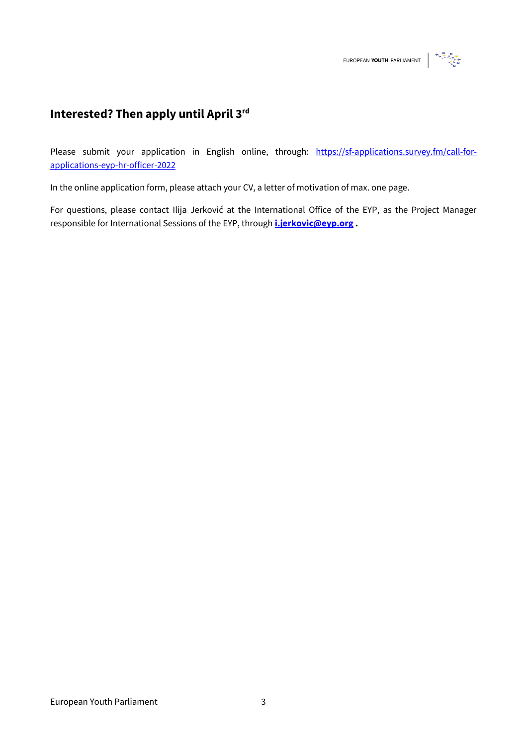## Interested? Then apply until April 3rd

Please submit your application in English online, through: https://sf-applications.survey.fm/call-for-applications-eyp-hr-officer-2022

In the online application form, please attach your CV, a letter of motivation of max. one page.

For questions, please contact Ilija Jerković at the International Office of the EYP, as the Project Manager responsible for International Sessions of the EYP, through **i.jerkovic@eyp.org** **.**